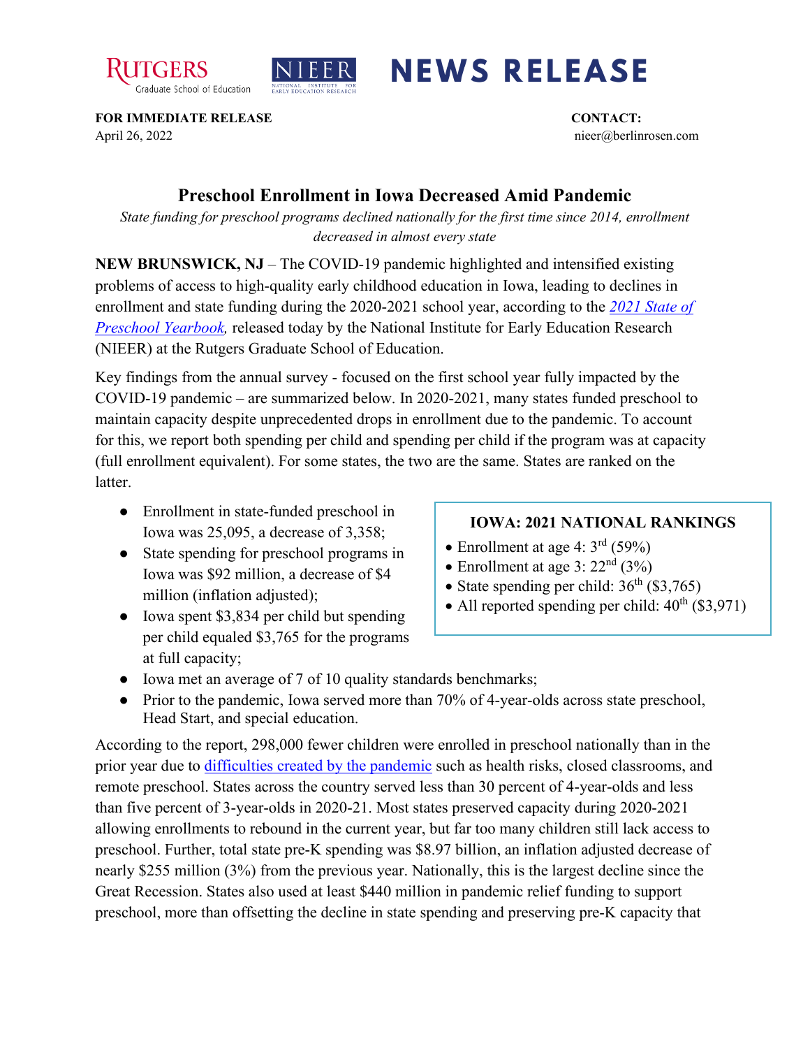RUTGERS Graduate School of Education | NIEER NATIONAL INSTITUTE FOR EARLY EDUCATION RESEARCH | **NEWS RELEASE**

**FOR IMMEDIATE RELEASE**
April 26, 2022

**CONTACT:**
nieer@berlinrosen.com

## Preschool Enrollment in Iowa Decreased Amid Pandemic

*State funding for preschool programs declined nationally for the first time since 2014, enrollment decreased in almost every state*

**NEW BRUNSWICK, NJ** – The COVID-19 pandemic highlighted and intensified existing problems of access to high-quality early childhood education in Iowa, leading to declines in enrollment and state funding during the 2020-2021 school year, according to the *2021 State of Preschool Yearbook,* released today by the National Institute for Early Education Research (NIEER) at the Rutgers Graduate School of Education.

Key findings from the annual survey - focused on the first school year fully impacted by the COVID-19 pandemic – are summarized below. In 2020-2021, many states funded preschool to maintain capacity despite unprecedented drops in enrollment due to the pandemic. To account for this, we report both spending per child and spending per child if the program was at capacity (full enrollment equivalent). For some states, the two are the same. States are ranked on the latter.

- Enrollment in state-funded preschool in Iowa was 25,095, a decrease of 3,358;
- State spending for preschool programs in Iowa was $92 million, a decrease of $4 million (inflation adjusted);
- Iowa spent $3,834 per child but spending per child equaled $3,765 for the programs at full capacity;
- Iowa met an average of 7 of 10 quality standards benchmarks;
- Prior to the pandemic, Iowa served more than 70% of 4-year-olds across state preschool, Head Start, and special education.

**IOWA: 2021 NATIONAL RANKINGS**

- Enrollment at age 4: 3rd (59%)
- Enrollment at age 3: 22nd (3%)
- State spending per child: 36th ($3,765)
- All reported spending per child: 40th ($3,971)

According to the report, 298,000 fewer children were enrolled in preschool nationally than in the prior year due to difficulties created by the pandemic such as health risks, closed classrooms, and remote preschool. States across the country served less than 30 percent of 4-year-olds and less than five percent of 3-year-olds in 2020-21. Most states preserved capacity during 2020-2021 allowing enrollments to rebound in the current year, but far too many children still lack access to preschool. Further, total state pre-K spending was $8.97 billion, an inflation adjusted decrease of nearly $255 million (3%) from the previous year. Nationally, this is the largest decline since the Great Recession. States also used at least $440 million in pandemic relief funding to support preschool, more than offsetting the decline in state spending and preserving pre-K capacity that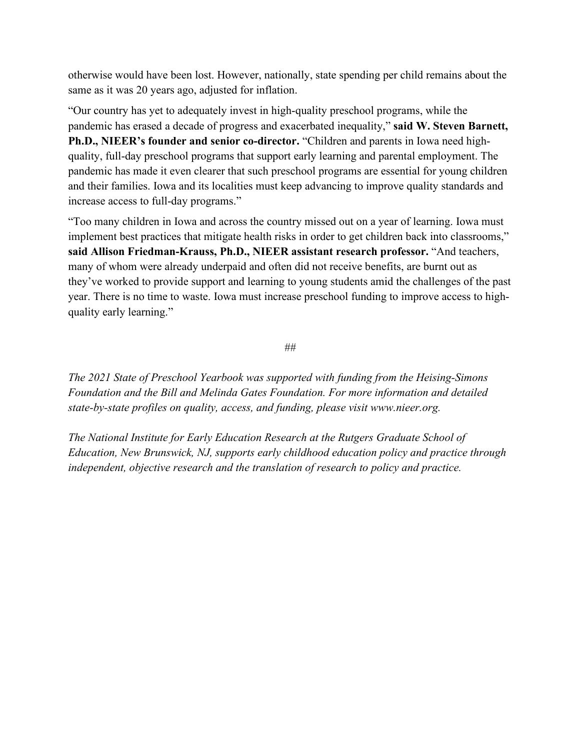otherwise would have been lost. However, nationally, state spending per child remains about the same as it was 20 years ago, adjusted for inflation.

"Our country has yet to adequately invest in high-quality preschool programs, while the pandemic has erased a decade of progress and exacerbated inequality," **said W. Steven Barnett, Ph.D., NIEER's founder and senior co-director.** "Children and parents in Iowa need high-quality, full-day preschool programs that support early learning and parental employment. The pandemic has made it even clearer that such preschool programs are essential for young children and their families. Iowa and its localities must keep advancing to improve quality standards and increase access to full-day programs."

"Too many children in Iowa and across the country missed out on a year of learning. Iowa must implement best practices that mitigate health risks in order to get children back into classrooms," **said Allison Friedman-Krauss, Ph.D., NIEER assistant research professor.** "And teachers, many of whom were already underpaid and often did not receive benefits, are burnt out as they've worked to provide support and learning to young students amid the challenges of the past year. There is no time to waste. Iowa must increase preschool funding to improve access to high-quality early learning."

##

*The 2021 State of Preschool Yearbook was supported with funding from the Heising-Simons Foundation and the Bill and Melinda Gates Foundation. For more information and detailed state-by-state profiles on quality, access, and funding, please visit www.nieer.org.*

*The National Institute for Early Education Research at the Rutgers Graduate School of Education, New Brunswick, NJ, supports early childhood education policy and practice through independent, objective research and the translation of research to policy and practice.*